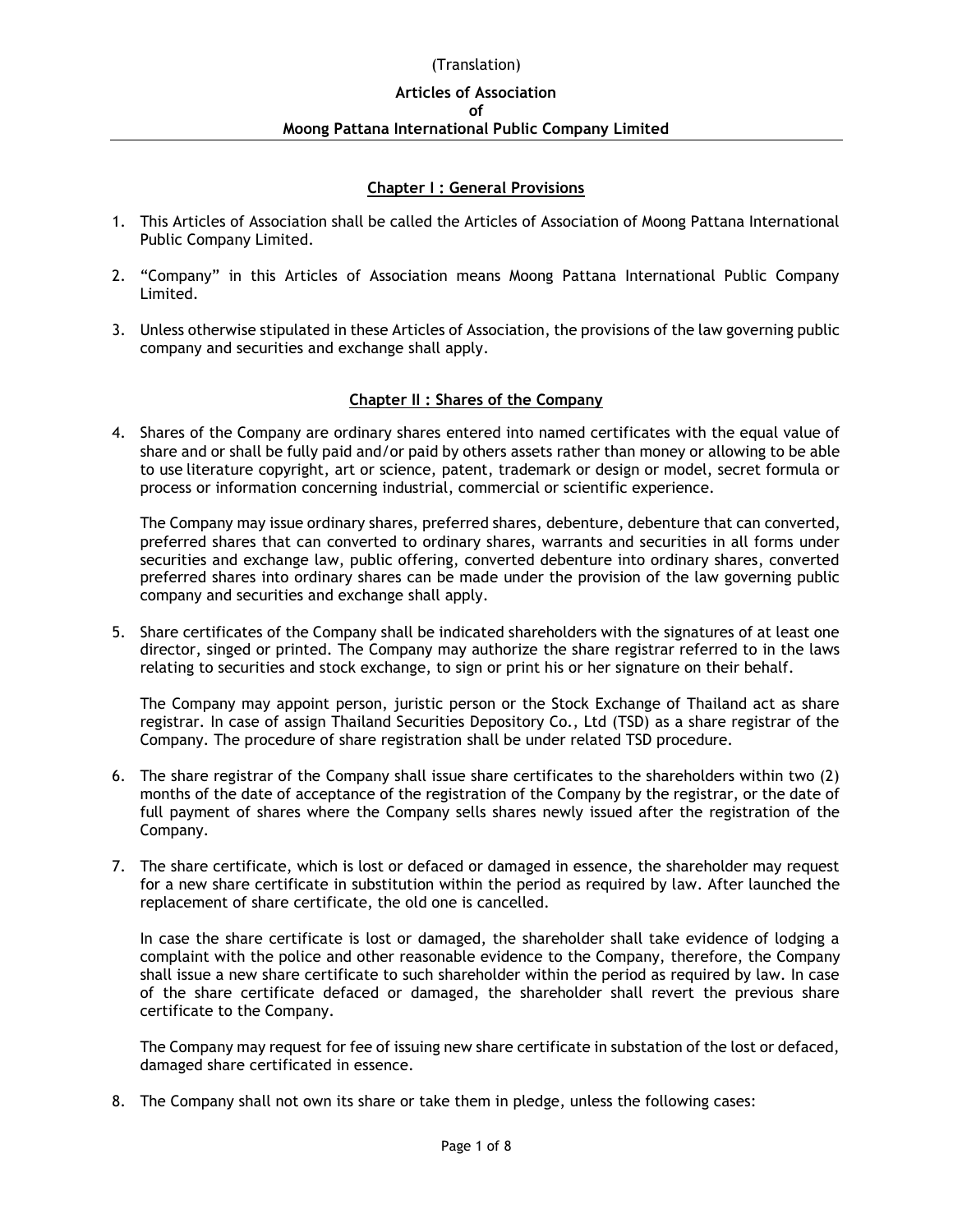(Translation)

**Articles of Association**
**of**
**Moong Pattana International Public Company Limited**

## Chapter I : General Provisions

1. This Articles of Association shall be called the Articles of Association of Moong Pattana International Public Company Limited.

2. "Company" in this Articles of Association means Moong Pattana International Public Company Limited.

3. Unless otherwise stipulated in these Articles of Association, the provisions of the law governing public company and securities and exchange shall apply.

## Chapter II : Shares of the Company

4. Shares of the Company are ordinary shares entered into named certificates with the equal value of share and or shall be fully paid and/or paid by others assets rather than money or allowing to be able to use literature copyright, art or science, patent, trademark or design or model, secret formula or process or information concerning industrial, commercial or scientific experience.

   The Company may issue ordinary shares, preferred shares, debenture, debenture that can converted, preferred shares that can converted to ordinary shares, warrants and securities in all forms under securities and exchange law, public offering, converted debenture into ordinary shares, converted preferred shares into ordinary shares can be made under the provision of the law governing public company and securities and exchange shall apply.

5. Share certificates of the Company shall be indicated shareholders with the signatures of at least one director, singed or printed. The Company may authorize the share registrar referred to in the laws relating to securities and stock exchange, to sign or print his or her signature on their behalf.

   The Company may appoint person, juristic person or the Stock Exchange of Thailand act as share registrar. In case of assign Thailand Securities Depository Co., Ltd (TSD) as a share registrar of the Company. The procedure of share registration shall be under related TSD procedure.

6. The share registrar of the Company shall issue share certificates to the shareholders within two (2) months of the date of acceptance of the registration of the Company by the registrar, or the date of full payment of shares where the Company sells shares newly issued after the registration of the Company.

7. The share certificate, which is lost or defaced or damaged in essence, the shareholder may request for a new share certificate in substitution within the period as required by law. After launched the replacement of share certificate, the old one is cancelled.

   In case the share certificate is lost or damaged, the shareholder shall take evidence of lodging a complaint with the police and other reasonable evidence to the Company, therefore, the Company shall issue a new share certificate to such shareholder within the period as required by law. In case of the share certificate defaced or damaged, the shareholder shall revert the previous share certificate to the Company.

   The Company may request for fee of issuing new share certificate in substation of the lost or defaced, damaged share certificated in essence.

8. The Company shall not own its share or take them in pledge, unless the following cases: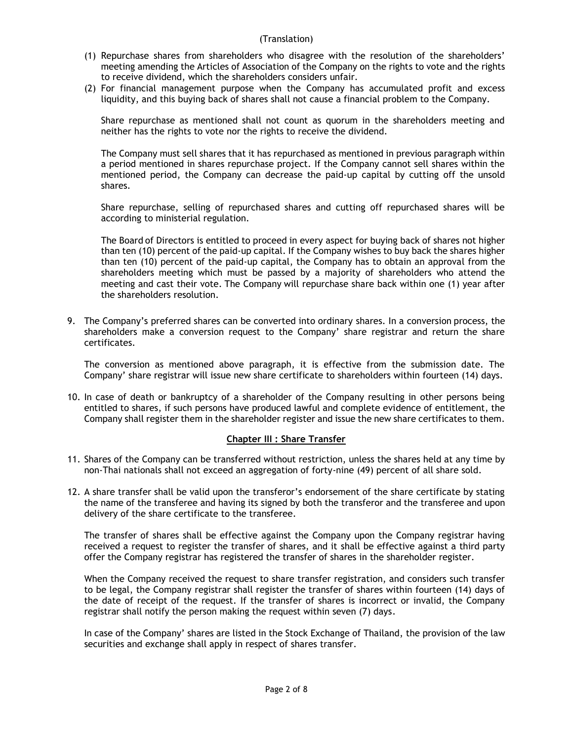(Translation)

(1) Repurchase shares from shareholders who disagree with the resolution of the shareholders' meeting amending the Articles of Association of the Company on the rights to vote and the rights to receive dividend, which the shareholders considers unfair.
(2) For financial management purpose when the Company has accumulated profit and excess liquidity, and this buying back of shares shall not cause a financial problem to the Company.

Share repurchase as mentioned shall not count as quorum in the shareholders meeting and neither has the rights to vote nor the rights to receive the dividend.

The Company must sell shares that it has repurchased as mentioned in previous paragraph within a period mentioned in shares repurchase project. If the Company cannot sell shares within the mentioned period, the Company can decrease the paid-up capital by cutting off the unsold shares.

Share repurchase, selling of repurchased shares and cutting off repurchased shares will be according to ministerial regulation.

The Board of Directors is entitled to proceed in every aspect for buying back of shares not higher than ten (10) percent of the paid-up capital. If the Company wishes to buy back the shares higher than ten (10) percent of the paid-up capital, the Company has to obtain an approval from the shareholders meeting which must be passed by a majority of shareholders who attend the meeting and cast their vote. The Company will repurchase share back within one (1) year after the shareholders resolution.

9. The Company's preferred shares can be converted into ordinary shares. In a conversion process, the shareholders make a conversion request to the Company' share registrar and return the share certificates.

   The conversion as mentioned above paragraph, it is effective from the submission date. The Company' share registrar will issue new share certificate to shareholders within fourteen (14) days.

10. In case of death or bankruptcy of a shareholder of the Company resulting in other persons being entitled to shares, if such persons have produced lawful and complete evidence of entitlement, the Company shall register them in the shareholder register and issue the new share certificates to them.

## Chapter III : Share Transfer

11. Shares of the Company can be transferred without restriction, unless the shares held at any time by non-Thai nationals shall not exceed an aggregation of forty-nine (49) percent of all share sold.

12. A share transfer shall be valid upon the transferor's endorsement of the share certificate by stating the name of the transferee and having its signed by both the transferor and the transferee and upon delivery of the share certificate to the transferee.

    The transfer of shares shall be effective against the Company upon the Company registrar having received a request to register the transfer of shares, and it shall be effective against a third party offer the Company registrar has registered the transfer of shares in the shareholder register.

    When the Company received the request to share transfer registration, and considers such transfer to be legal, the Company registrar shall register the transfer of shares within fourteen (14) days of the date of receipt of the request. If the transfer of shares is incorrect or invalid, the Company registrar shall notify the person making the request within seven (7) days.

    In case of the Company' shares are listed in the Stock Exchange of Thailand, the provision of the law securities and exchange shall apply in respect of shares transfer.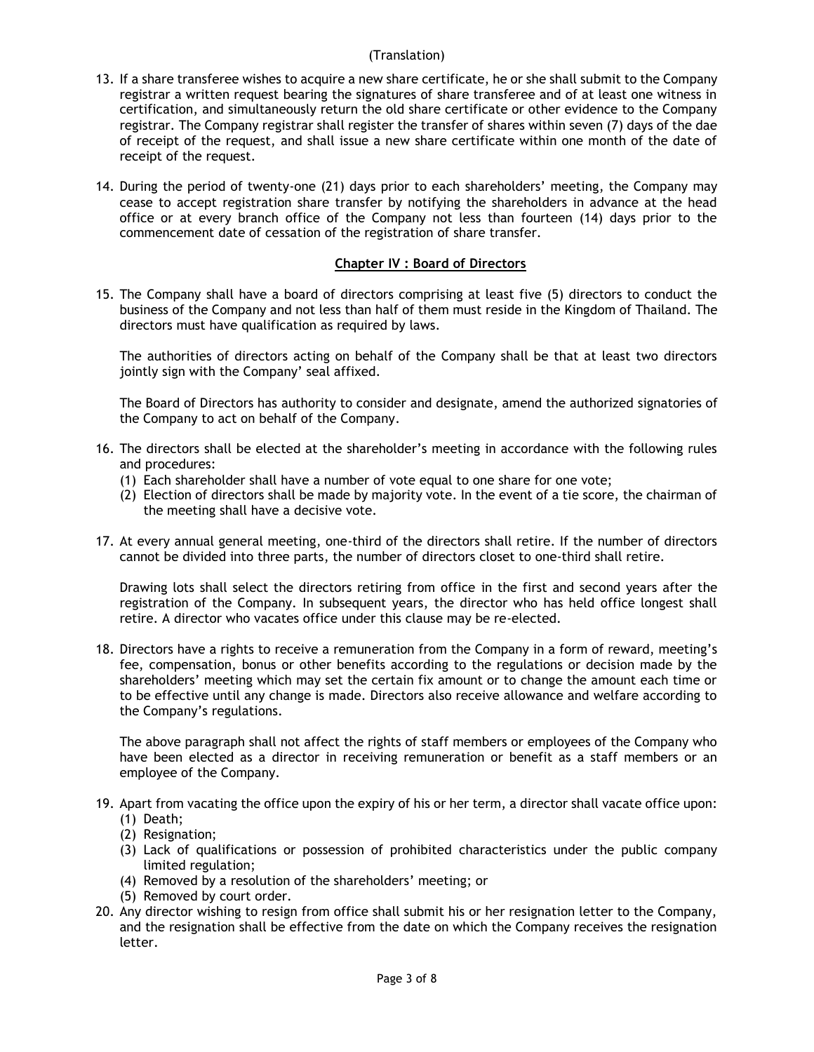(Translation)

13. If a share transferee wishes to acquire a new share certificate, he or she shall submit to the Company registrar a written request bearing the signatures of share transferee and of at least one witness in certification, and simultaneously return the old share certificate or other evidence to the Company registrar. The Company registrar shall register the transfer of shares within seven (7) days of the dae of receipt of the request, and shall issue a new share certificate within one month of the date of receipt of the request.

14. During the period of twenty-one (21) days prior to each shareholders' meeting, the Company may cease to accept registration share transfer by notifying the shareholders in advance at the head office or at every branch office of the Company not less than fourteen (14) days prior to the commencement date of cessation of the registration of share transfer.

## Chapter IV : Board of Directors

15. The Company shall have a board of directors comprising at least five (5) directors to conduct the business of the Company and not less than half of them must reside in the Kingdom of Thailand. The directors must have qualification as required by laws.

    The authorities of directors acting on behalf of the Company shall be that at least two directors jointly sign with the Company' seal affixed.

    The Board of Directors has authority to consider and designate, amend the authorized signatories of the Company to act on behalf of the Company.

16. The directors shall be elected at the shareholder's meeting in accordance with the following rules and procedures:
    (1) Each shareholder shall have a number of vote equal to one share for one vote;
    (2) Election of directors shall be made by majority vote. In the event of a tie score, the chairman of the meeting shall have a decisive vote.

17. At every annual general meeting, one-third of the directors shall retire. If the number of directors cannot be divided into three parts, the number of directors closet to one-third shall retire.

    Drawing lots shall select the directors retiring from office in the first and second years after the registration of the Company. In subsequent years, the director who has held office longest shall retire. A director who vacates office under this clause may be re-elected.

18. Directors have a rights to receive a remuneration from the Company in a form of reward, meeting's fee, compensation, bonus or other benefits according to the regulations or decision made by the shareholders' meeting which may set the certain fix amount or to change the amount each time or to be effective until any change is made. Directors also receive allowance and welfare according to the Company's regulations.

    The above paragraph shall not affect the rights of staff members or employees of the Company who have been elected as a director in receiving remuneration or benefit as a staff members or an employee of the Company.

19. Apart from vacating the office upon the expiry of his or her term, a director shall vacate office upon:
    (1) Death;
    (2) Resignation;
    (3) Lack of qualifications or possession of prohibited characteristics under the public company limited regulation;
    (4) Removed by a resolution of the shareholders' meeting; or
    (5) Removed by court order.

20. Any director wishing to resign from office shall submit his or her resignation letter to the Company, and the resignation shall be effective from the date on which the Company receives the resignation letter.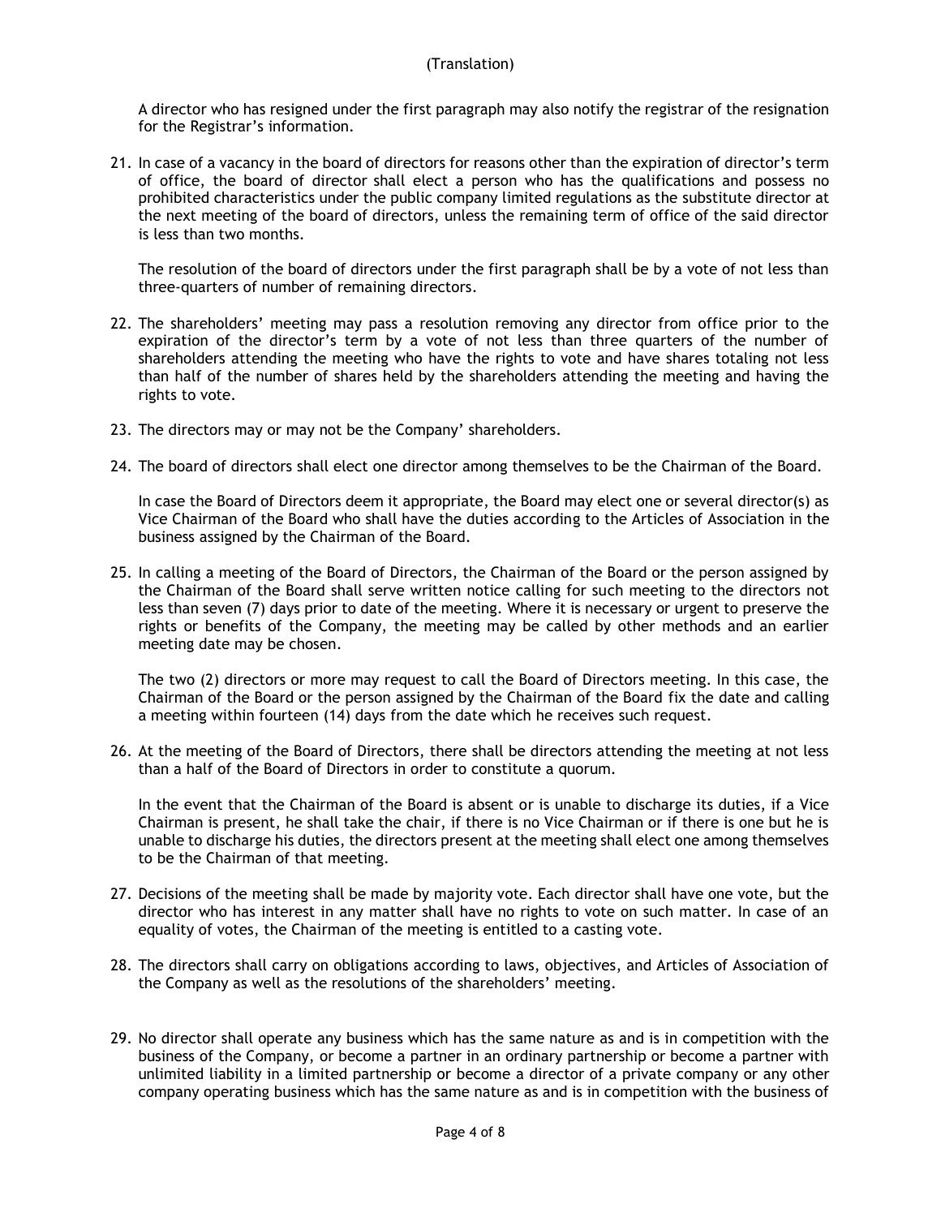A director who has resigned under the first paragraph may also notify the registrar of the resignation for the Registrar's information.

21. In case of a vacancy in the board of directors for reasons other than the expiration of director's term of office, the board of director shall elect a person who has the qualifications and possess no prohibited characteristics under the public company limited regulations as the substitute director at the next meeting of the board of directors, unless the remaining term of office of the said director is less than two months.

    The resolution of the board of directors under the first paragraph shall be by a vote of not less than three-quarters of number of remaining directors.

22. The shareholders' meeting may pass a resolution removing any director from office prior to the expiration of the director's term by a vote of not less than three quarters of the number of shareholders attending the meeting who have the rights to vote and have shares totaling not less than half of the number of shares held by the shareholders attending the meeting and having the rights to vote.

23. The directors may or may not be the Company' shareholders.

24. The board of directors shall elect one director among themselves to be the Chairman of the Board.

    In case the Board of Directors deem it appropriate, the Board may elect one or several director(s) as Vice Chairman of the Board who shall have the duties according to the Articles of Association in the business assigned by the Chairman of the Board.

25. In calling a meeting of the Board of Directors, the Chairman of the Board or the person assigned by the Chairman of the Board shall serve written notice calling for such meeting to the directors not less than seven (7) days prior to date of the meeting. Where it is necessary or urgent to preserve the rights or benefits of the Company, the meeting may be called by other methods and an earlier meeting date may be chosen.

    The two (2) directors or more may request to call the Board of Directors meeting. In this case, the Chairman of the Board or the person assigned by the Chairman of the Board fix the date and calling a meeting within fourteen (14) days from the date which he receives such request.

26. At the meeting of the Board of Directors, there shall be directors attending the meeting at not less than a half of the Board of Directors in order to constitute a quorum.

    In the event that the Chairman of the Board is absent or is unable to discharge its duties, if a Vice Chairman is present, he shall take the chair, if there is no Vice Chairman or if there is one but he is unable to discharge his duties, the directors present at the meeting shall elect one among themselves to be the Chairman of that meeting.

27. Decisions of the meeting shall be made by majority vote. Each director shall have one vote, but the director who has interest in any matter shall have no rights to vote on such matter. In case of an equality of votes, the Chairman of the meeting is entitled to a casting vote.

28. The directors shall carry on obligations according to laws, objectives, and Articles of Association of the Company as well as the resolutions of the shareholders' meeting.

29. No director shall operate any business which has the same nature as and is in competition with the business of the Company, or become a partner in an ordinary partnership or become a partner with unlimited liability in a limited partnership or become a director of a private company or any other company operating business which has the same nature as and is in competition with the business of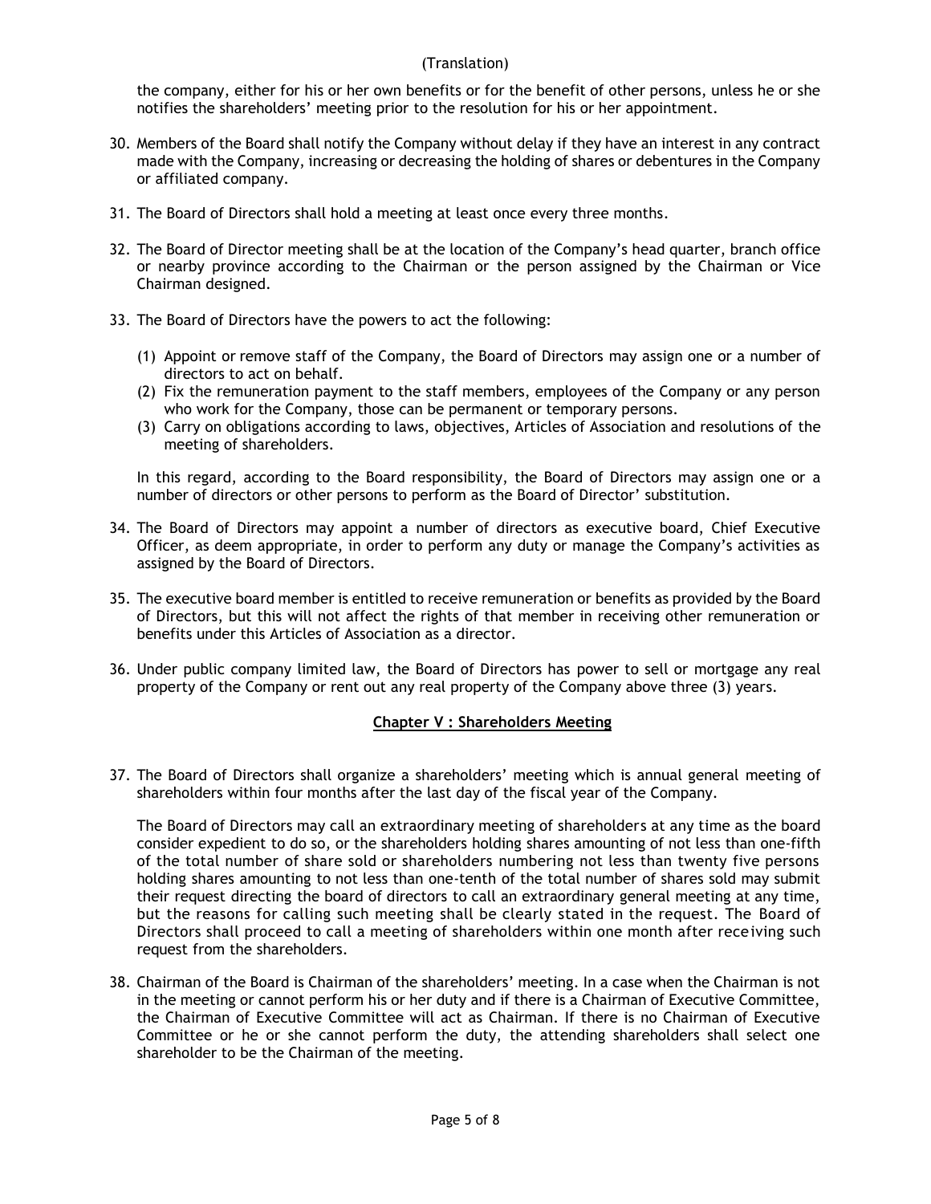the company, either for his or her own benefits or for the benefit of other persons, unless he or she notifies the shareholders' meeting prior to the resolution for his or her appointment.

30. Members of the Board shall notify the Company without delay if they have an interest in any contract made with the Company, increasing or decreasing the holding of shares or debentures in the Company or affiliated company.

31. The Board of Directors shall hold a meeting at least once every three months.

32. The Board of Director meeting shall be at the location of the Company's head quarter, branch office or nearby province according to the Chairman or the person assigned by the Chairman or Vice Chairman designed.

33. The Board of Directors have the powers to act the following:

    (1) Appoint or remove staff of the Company, the Board of Directors may assign one or a number of directors to act on behalf.
    (2) Fix the remuneration payment to the staff members, employees of the Company or any person who work for the Company, those can be permanent or temporary persons.
    (3) Carry on obligations according to laws, objectives, Articles of Association and resolutions of the meeting of shareholders.

    In this regard, according to the Board responsibility, the Board of Directors may assign one or a number of directors or other persons to perform as the Board of Director' substitution.

34. The Board of Directors may appoint a number of directors as executive board, Chief Executive Officer, as deem appropriate, in order to perform any duty or manage the Company's activities as assigned by the Board of Directors.

35. The executive board member is entitled to receive remuneration or benefits as provided by the Board of Directors, but this will not affect the rights of that member in receiving other remuneration or benefits under this Articles of Association as a director.

36. Under public company limited law, the Board of Directors has power to sell or mortgage any real property of the Company or rent out any real property of the Company above three (3) years.

## Chapter V : Shareholders Meeting

37. The Board of Directors shall organize a shareholders' meeting which is annual general meeting of shareholders within four months after the last day of the fiscal year of the Company.

    The Board of Directors may call an extraordinary meeting of shareholders at any time as the board consider expedient to do so, or the shareholders holding shares amounting of not less than one-fifth of the total number of share sold or shareholders numbering not less than twenty five persons holding shares amounting to not less than one-tenth of the total number of shares sold may submit their request directing the board of directors to call an extraordinary general meeting at any time, but the reasons for calling such meeting shall be clearly stated in the request. The Board of Directors shall proceed to call a meeting of shareholders within one month after receiving such request from the shareholders.

38. Chairman of the Board is Chairman of the shareholders' meeting. In a case when the Chairman is not in the meeting or cannot perform his or her duty and if there is a Chairman of Executive Committee, the Chairman of Executive Committee will act as Chairman. If there is no Chairman of Executive Committee or he or she cannot perform the duty, the attending shareholders shall select one shareholder to be the Chairman of the meeting.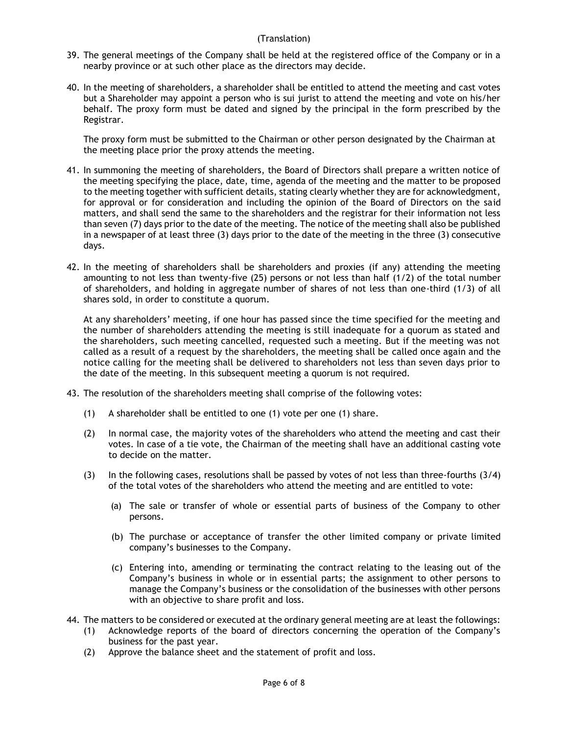(Translation)

39. The general meetings of the Company shall be held at the registered office of the Company or in a nearby province or at such other place as the directors may decide.

40. In the meeting of shareholders, a shareholder shall be entitled to attend the meeting and cast votes but a Shareholder may appoint a person who is sui jurist to attend the meeting and vote on his/her behalf. The proxy form must be dated and signed by the principal in the form prescribed by the Registrar.

    The proxy form must be submitted to the Chairman or other person designated by the Chairman at the meeting place prior the proxy attends the meeting.

41. In summoning the meeting of shareholders, the Board of Directors shall prepare a written notice of the meeting specifying the place, date, time, agenda of the meeting and the matter to be proposed to the meeting together with sufficient details, stating clearly whether they are for acknowledgment, for approval or for consideration and including the opinion of the Board of Directors on the said matters, and shall send the same to the shareholders and the registrar for their information not less than seven (7) days prior to the date of the meeting. The notice of the meeting shall also be published in a newspaper of at least three (3) days prior to the date of the meeting in the three (3) consecutive days.

42. In the meeting of shareholders shall be shareholders and proxies (if any) attending the meeting amounting to not less than twenty-five (25) persons or not less than half (1/2) of the total number of shareholders, and holding in aggregate number of shares of not less than one-third (1/3) of all shares sold, in order to constitute a quorum.

    At any shareholders' meeting, if one hour has passed since the time specified for the meeting and the number of shareholders attending the meeting is still inadequate for a quorum as stated and the shareholders, such meeting cancelled, requested such a meeting. But if the meeting was not called as a result of a request by the shareholders, the meeting shall be called once again and the notice calling for the meeting shall be delivered to shareholders not less than seven days prior to the date of the meeting. In this subsequent meeting a quorum is not required.

43. The resolution of the shareholders meeting shall comprise of the following votes:

    (1) A shareholder shall be entitled to one (1) vote per one (1) share.

    (2) In normal case, the majority votes of the shareholders who attend the meeting and cast their votes. In case of a tie vote, the Chairman of the meeting shall have an additional casting vote to decide on the matter.

    (3) In the following cases, resolutions shall be passed by votes of not less than three-fourths (3/4) of the total votes of the shareholders who attend the meeting and are entitled to vote:

        (a) The sale or transfer of whole or essential parts of business of the Company to other persons.

        (b) The purchase or acceptance of transfer the other limited company or private limited company's businesses to the Company.

        (c) Entering into, amending or terminating the contract relating to the leasing out of the Company's business in whole or in essential parts; the assignment to other persons to manage the Company's business or the consolidation of the businesses with other persons with an objective to share profit and loss.

44. The matters to be considered or executed at the ordinary general meeting are at least the followings:

    (1) Acknowledge reports of the board of directors concerning the operation of the Company's business for the past year.

    (2) Approve the balance sheet and the statement of profit and loss.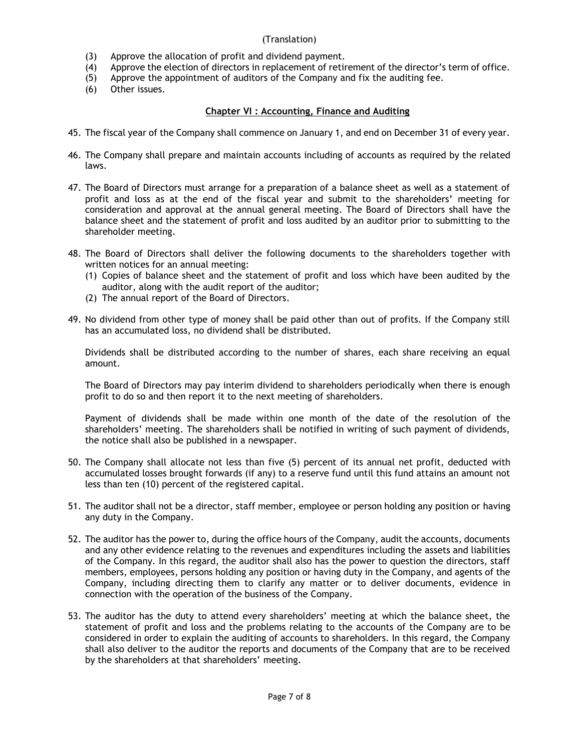(Translation)

(3) Approve the allocation of profit and dividend payment.
(4) Approve the election of directors in replacement of retirement of the director's term of office.
(5) Approve the appointment of auditors of the Company and fix the auditing fee.
(6) Other issues.

## Chapter VI : Accounting, Finance and Auditing

45. The fiscal year of the Company shall commence on January 1, and end on December 31 of every year.

46. The Company shall prepare and maintain accounts including of accounts as required by the related laws.

47. The Board of Directors must arrange for a preparation of a balance sheet as well as a statement of profit and loss as at the end of the fiscal year and submit to the shareholders' meeting for consideration and approval at the annual general meeting. The Board of Directors shall have the balance sheet and the statement of profit and loss audited by an auditor prior to submitting to the shareholder meeting.

48. The Board of Directors shall deliver the following documents to the shareholders together with written notices for an annual meeting:
    (1) Copies of balance sheet and the statement of profit and loss which have been audited by the auditor, along with the audit report of the auditor;
    (2) The annual report of the Board of Directors.

49. No dividend from other type of money shall be paid other than out of profits. If the Company still has an accumulated loss, no dividend shall be distributed.

    Dividends shall be distributed according to the number of shares, each share receiving an equal amount.

    The Board of Directors may pay interim dividend to shareholders periodically when there is enough profit to do so and then report it to the next meeting of shareholders.

    Payment of dividends shall be made within one month of the date of the resolution of the shareholders' meeting. The shareholders shall be notified in writing of such payment of dividends, the notice shall also be published in a newspaper.

50. The Company shall allocate not less than five (5) percent of its annual net profit, deducted with accumulated losses brought forwards (if any) to a reserve fund until this fund attains an amount not less than ten (10) percent of the registered capital.

51. The auditor shall not be a director, staff member, employee or person holding any position or having any duty in the Company.

52. The auditor has the power to, during the office hours of the Company, audit the accounts, documents and any other evidence relating to the revenues and expenditures including the assets and liabilities of the Company. In this regard, the auditor shall also has the power to question the directors, staff members, employees, persons holding any position or having duty in the Company, and agents of the Company, including directing them to clarify any matter or to deliver documents, evidence in connection with the operation of the business of the Company.

53. The auditor has the duty to attend every shareholders' meeting at which the balance sheet, the statement of profit and loss and the problems relating to the accounts of the Company are to be considered in order to explain the auditing of accounts to shareholders. In this regard, the Company shall also deliver to the auditor the reports and documents of the Company that are to be received by the shareholders at that shareholders' meeting.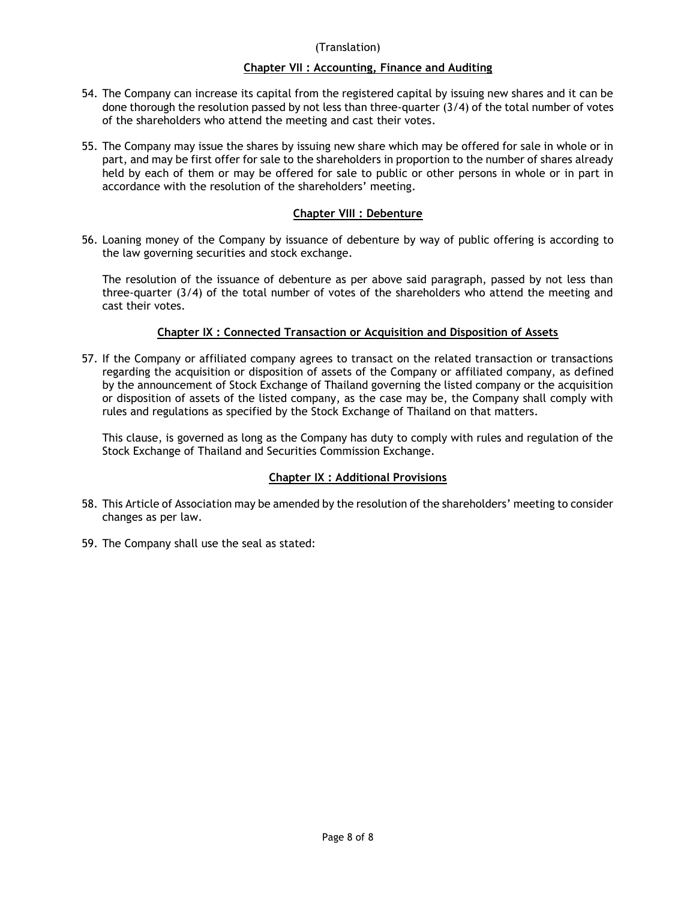(Translation)

## Chapter VII : Accounting, Finance and Auditing

54. The Company can increase its capital from the registered capital by issuing new shares and it can be done thorough the resolution passed by not less than three-quarter (3/4) of the total number of votes of the shareholders who attend the meeting and cast their votes.

55. The Company may issue the shares by issuing new share which may be offered for sale in whole or in part, and may be first offer for sale to the shareholders in proportion to the number of shares already held by each of them or may be offered for sale to public or other persons in whole or in part in accordance with the resolution of the shareholders' meeting.

## Chapter VIII : Debenture

56. Loaning money of the Company by issuance of debenture by way of public offering is according to the law governing securities and stock exchange.

    The resolution of the issuance of debenture as per above said paragraph, passed by not less than three-quarter (3/4) of the total number of votes of the shareholders who attend the meeting and cast their votes.

## Chapter IX : Connected Transaction or Acquisition and Disposition of Assets

57. If the Company or affiliated company agrees to transact on the related transaction or transactions regarding the acquisition or disposition of assets of the Company or affiliated company, as defined by the announcement of Stock Exchange of Thailand governing the listed company or the acquisition or disposition of assets of the listed company, as the case may be, the Company shall comply with rules and regulations as specified by the Stock Exchange of Thailand on that matters.

    This clause, is governed as long as the Company has duty to comply with rules and regulation of the Stock Exchange of Thailand and Securities Commission Exchange.

## Chapter IX : Additional Provisions

58. This Article of Association may be amended by the resolution of the shareholders' meeting to consider changes as per law.

59. The Company shall use the seal as stated: